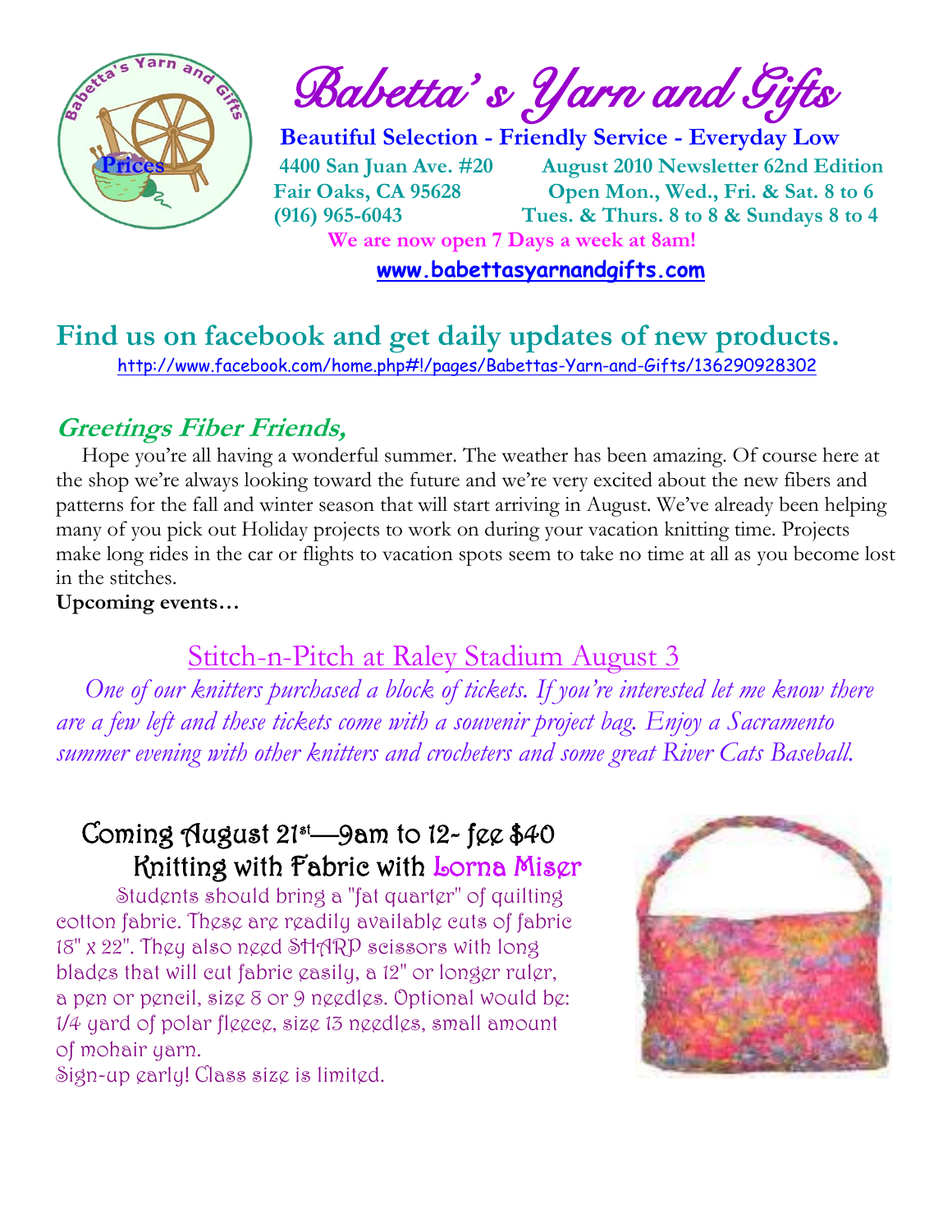# Babetta's Yarn and Gifts

**Beautiful Selection - Friendly Service - Everyday Low Prices**

**4400 San Juan Ave. #20**
**Fair Oaks, CA 95628**
**(916) 965-6043**

**August 2010 Newsletter 62nd Edition**
**Open Mon., Wed., Fri. & Sat. 8 to 6**
**Tues. & Thurs. 8 to 8 & Sundays 8 to 4**

**We are now open 7 Days a week at 8am!**

**www.babettasyarnandgifts.com**

## Find us on facebook and get daily updates of new products.

http://www.facebook.com/home.php#!/pages/Babettas-Yarn-and-Gifts/136290928302

### *Greetings Fiber Friends,*

Hope you're all having a wonderful summer. The weather has been amazing. Of course here at the shop we're always looking toward the future and we're very excited about the new fibers and patterns for the fall and winter season that will start arriving in August. We've already been helping many of you pick out Holiday projects to work on during your vacation knitting time. Projects make long rides in the car or flights to vacation spots seem to take no time at all as you become lost in the stitches.

**Upcoming events…**

## Stitch-n-Pitch at Raley Stadium August 3

*One of our knitters purchased a block of tickets. If you're interested let me know there are a few left and these tickets come with a souvenir project bag. Enjoy a Sacramento summer evening with other knitters and crocheters and some great River Cats Baseball.*

## Coming August 21st—9am to 12- fee $40
## Knitting with Fabric with Lorna Miser

Students should bring a "fat quarter" of quilting cotton fabric. These are readily available cuts of fabric 18" x 22". They also need SHARP scissors with long blades that will cut fabric easily, a 12" or longer ruler, a pen or pencil, size 8 or 9 needles. Optional would be: 1/4 yard of polar fleece, size 13 needles, small amount of mohair yarn.
Sign-up early! Class size is limited.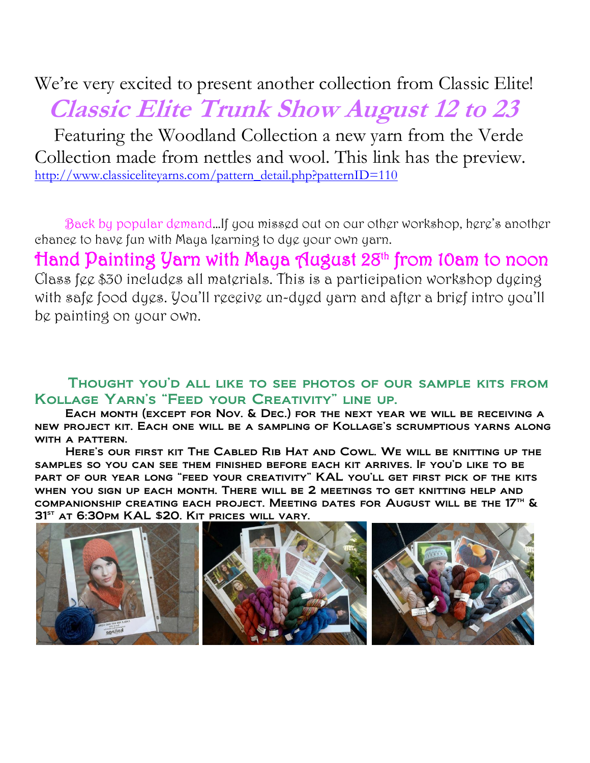We're very excited to present another collection from Classic Elite!

## *Classic Elite Trunk Show August 12 to 23*

Featuring the Woodland Collection a new yarn from the Verde Collection made from nettles and wool. This link has the preview. http://www.classiceliteyarns.com/pattern_detail.php?patternID=110

Back by popular demand…If you missed out on our other workshop, here's another chance to have fun with Maya learning to dye your own yarn.

## Hand Painting Yarn with Maya August 28th from 10am to noon

Class fee $30 includes all materials. This is a participation workshop dyeing with safe food dyes. You'll receive un-dyed yarn and after a brief intro you'll be painting on your own.

### Thought you'd all like to see photos of our sample kits from Kollage Yarn's "Feed your Creativity" line up.

**Each month (except for Nov. & Dec.) for the next year we will be receiving a new project kit. Each one will be a sampling of Kollage's scrumptious yarns along with a pattern.**

**Here's our first kit The Cabled Rib Hat and Cowl. We will be knitting up the samples so you can see them finished before each kit arrives. If you'd like to be part of our year long "feed your creativity" KAL you'll get first pick of the kits when you sign up each month. There will be 2 meetings to get knitting help and companionship creating each project. Meeting dates for August will be the 17th & 31st at 6:30pm KAL $20. Kit prices will vary.**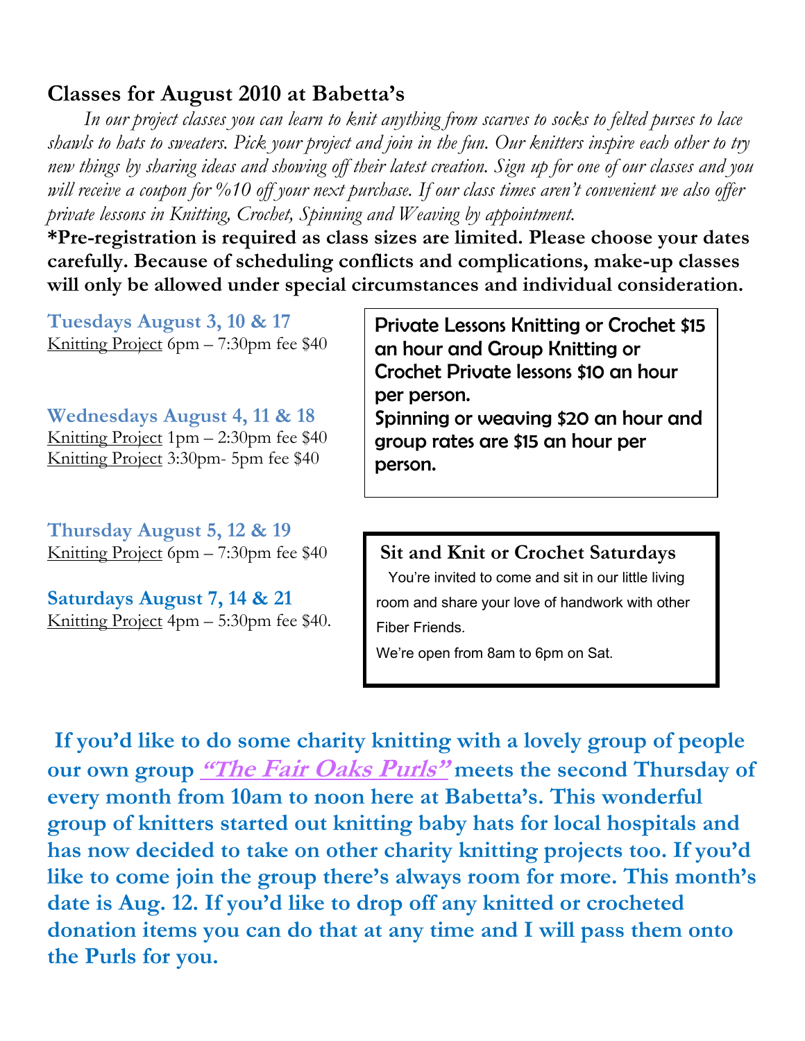## Classes for August 2010 at Babetta's

*In our project classes you can learn to knit anything from scarves to socks to felted purses to lace shawls to hats to sweaters. Pick your project and join in the fun. Our knitters inspire each other to try new things by sharing ideas and showing off their latest creation. Sign up for one of our classes and you will receive a coupon for %10 off your next purchase. If our class times aren't convenient we also offer private lessons in Knitting, Crochet, Spinning and Weaving by appointment.*

**\*Pre-registration is required as class sizes are limited. Please choose your dates carefully. Because of scheduling conflicts and complications, make-up classes will only be allowed under special circumstances and individual consideration.**

**Tuesdays August 3, 10 & 17**
Knitting Project 6pm – 7:30pm fee $40

**Wednesdays August 4, 11 & 18**
Knitting Project 1pm – 2:30pm fee $40
Knitting Project 3:30pm- 5pm fee $40

**Thursday August 5, 12 & 19**
Knitting Project 6pm – 7:30pm fee $40

**Saturdays August 7, 14 & 21**
Knitting Project 4pm – 5:30pm fee $40.

Private Lessons Knitting or Crochet $15 an hour and Group Knitting or Crochet Private lessons $10 an hour per person.
Spinning or weaving $20 an hour and group rates are $15 an hour per person.

**Sit and Knit or Crochet Saturdays**

You're invited to come and sit in our little living room and share your love of handwork with other Fiber Friends.

We're open from 8am to 6pm on Sat.

**If you'd like to do some charity knitting with a lovely group of people our own group *"The Fair Oaks Purls"* meets the second Thursday of every month from 10am to noon here at Babetta's. This wonderful group of knitters started out knitting baby hats for local hospitals and has now decided to take on other charity knitting projects too. If you'd like to come join the group there's always room for more. This month's date is Aug. 12. If you'd like to drop off any knitted or crocheted donation items you can do that at any time and I will pass them onto the Purls for you.**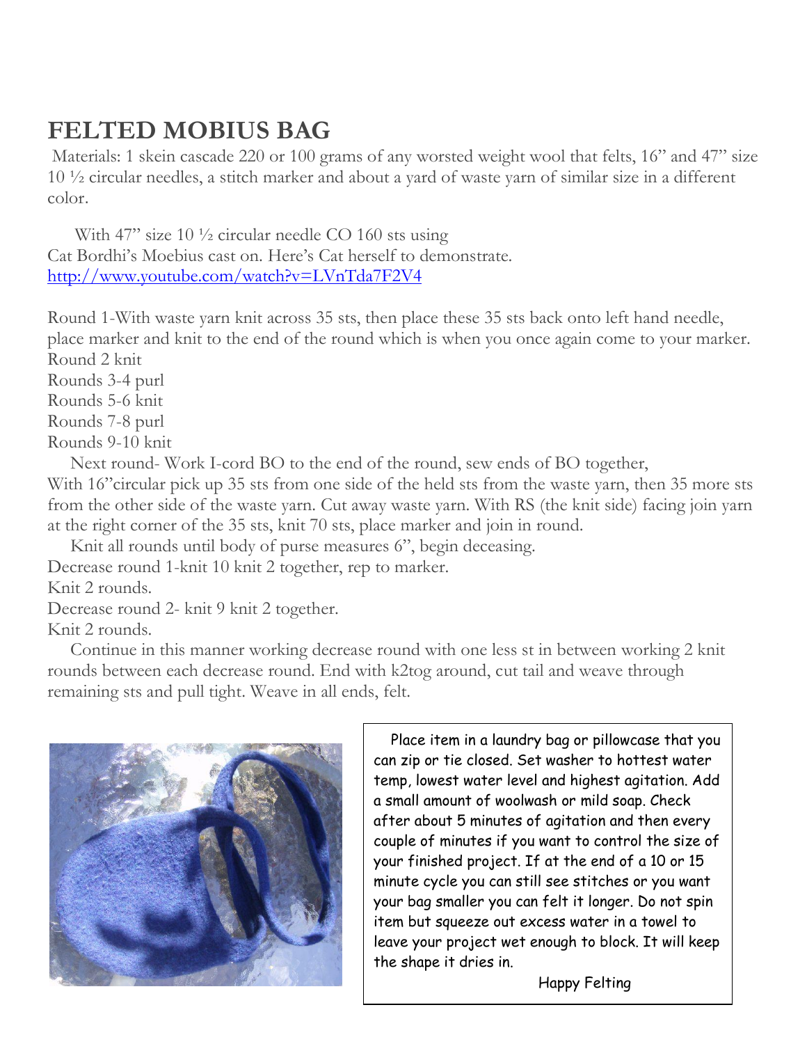# FELTED MOBIUS BAG

Materials: 1 skein cascade 220 or 100 grams of any worsted weight wool that felts, 16" and 47" size 10 ½ circular needles, a stitch marker and about a yard of waste yarn of similar size in a different color.

With 47" size 10 ½ circular needle CO 160 sts using Cat Bordhi's Moebius cast on. Here's Cat herself to demonstrate. http://www.youtube.com/watch?v=LVnTda7F2V4

Round 1-With waste yarn knit across 35 sts, then place these 35 sts back onto left hand needle, place marker and knit to the end of the round which is when you once again come to your marker.
Round 2 knit
Rounds 3-4 purl
Rounds 5-6 knit
Rounds 7-8 purl
Rounds 9-10 knit

Next round- Work I-cord BO to the end of the round, sew ends of BO together, With 16"circular pick up 35 sts from one side of the held sts from the waste yarn, then 35 more sts from the other side of the waste yarn. Cut away waste yarn. With RS (the knit side) facing join yarn at the right corner of the 35 sts, knit 70 sts, place marker and join in round.

Knit all rounds until body of purse measures 6", begin deceasing.
Decrease round 1-knit 10 knit 2 together, rep to marker.
Knit 2 rounds.
Decrease round 2- knit 9 knit 2 together.
Knit 2 rounds.

Continue in this manner working decrease round with one less st in between working 2 knit rounds between each decrease round. End with k2tog around, cut tail and weave through remaining sts and pull tight. Weave in all ends, felt.

Place item in a laundry bag or pillowcase that you can zip or tie closed. Set washer to hottest water temp, lowest water level and highest agitation. Add a small amount of woolwash or mild soap. Check after about 5 minutes of agitation and then every couple of minutes if you want to control the size of your finished project. If at the end of a 10 or 15 minute cycle you can still see stitches or you want your bag smaller you can felt it longer. Do not spin item but squeeze out excess water in a towel to leave your project wet enough to block. It will keep the shape it dries in.

Happy Felting